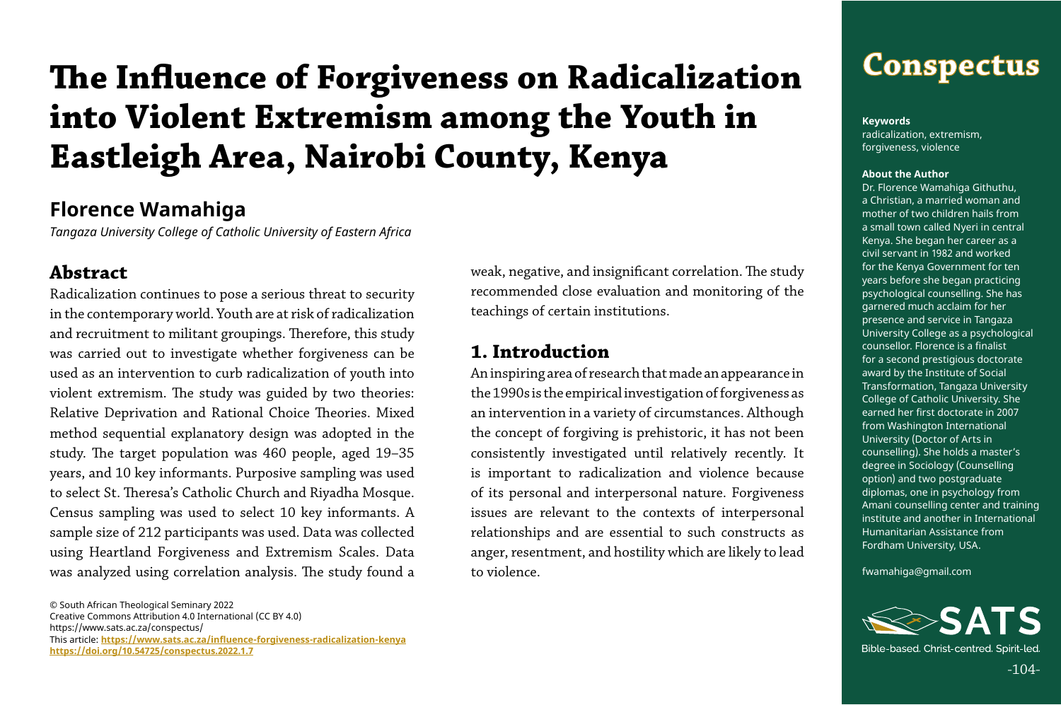# The Influence of Forgiveness on Radicalization into Violent Extremism among the Youth in Eastleigh Area, Nairobi County, Kenya

## Florence Wamahiga

*Tangaza University College of Catholic University of Eastern Africa*

## Abstract

Radicalization continues to pose a serious threat to security in the contemporary world. Youth are at risk of radicalization and recruitment to militant groupings. Therefore, this study was carried out to investigate whether forgiveness can be used as an intervention to curb radicalization of youth into violent extremism. The study was guided by two theories: Relative Deprivation and Rational Choice Theories. Mixed method sequential explanatory design was adopted in the study. The target population was 460 people, aged 19–35 years, and 10 key informants. Purposive sampling was used to select St. Theresa's Catholic Church and Riyadha Mosque. Census sampling was used to select 10 key informants. A sample size of 212 participants was used. Data was collected using Heartland Forgiveness and Extremism Scales. Data was analyzed using correlation analysis. The study found a weak, negative, and insignificant correlation. The study recommended close evaluation and monitoring of the teachings of certain institutions.

© South African Theological Seminary 2022
Creative Commons Attribution 4.0 International (CC BY 4.0)
https://www.sats.ac.za/conspectus/
This article: **https://www.sats.ac.za/influence-forgiveness-radicalization-kenya**
**https://doi.org/10.54725/conspectus.2022.1.7**

## 1. Introduction

An inspiring area of research that made an appearance in the 1990s is the empirical investigation of forgiveness as an intervention in a variety of circumstances. Although the concept of forgiving is prehistoric, it has not been consistently investigated until relatively recently. It is important to radicalization and violence because of its personal and interpersonal nature. Forgiveness issues are relevant to the contexts of interpersonal relationships and are essential to such constructs as anger, resentment, and hostility which are likely to lead to violence.

**Keywords**
radicalization, extremism, forgiveness, violence

**About the Author**
Dr. Florence Wamahiga Githuthu, a Christian, a married woman and mother of two children hails from a small town called Nyeri in central Kenya. She began her career as a civil servant in 1982 and worked for the Kenya Government for ten years before she began practicing psychological counselling. She has garnered much acclaim for her presence and service in Tangaza University College as a psychological counsellor. Florence is a finalist for a second prestigious doctorate award by the Institute of Social Transformation, Tangaza University College of Catholic University. She earned her first doctorate in 2007 from Washington International University (Doctor of Arts in counselling). She holds a master's degree in Sociology (Counselling option) and two postgraduate diplomas, one in psychology from Amani counselling center and training institute and another in International Humanitarian Assistance from Fordham University, USA.

fwamahiga@gmail.com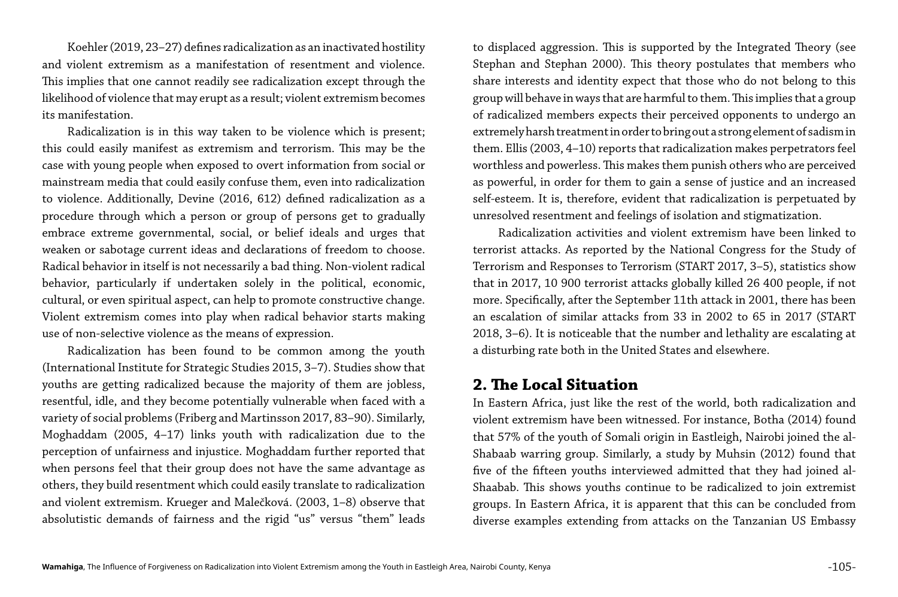Koehler (2019, 23–27) defines radicalization as an inactivated hostility and violent extremism as a manifestation of resentment and violence. This implies that one cannot readily see radicalization except through the likelihood of violence that may erupt as a result; violent extremism becomes its manifestation.

Radicalization is in this way taken to be violence which is present; this could easily manifest as extremism and terrorism. This may be the case with young people when exposed to overt information from social or mainstream media that could easily confuse them, even into radicalization to violence. Additionally, Devine (2016, 612) defined radicalization as a procedure through which a person or group of persons get to gradually embrace extreme governmental, social, or belief ideals and urges that weaken or sabotage current ideas and declarations of freedom to choose. Radical behavior in itself is not necessarily a bad thing. Non-violent radical behavior, particularly if undertaken solely in the political, economic, cultural, or even spiritual aspect, can help to promote constructive change. Violent extremism comes into play when radical behavior starts making use of non-selective violence as the means of expression.

Radicalization has been found to be common among the youth (International Institute for Strategic Studies 2015, 3–7). Studies show that youths are getting radicalized because the majority of them are jobless, resentful, idle, and they become potentially vulnerable when faced with a variety of social problems (Friberg and Martinsson 2017, 83–90). Similarly, Moghaddam (2005, 4–17) links youth with radicalization due to the perception of unfairness and injustice. Moghaddam further reported that when persons feel that their group does not have the same advantage as others, they build resentment which could easily translate to radicalization and violent extremism. Krueger and Malečková. (2003, 1–8) observe that absolutistic demands of fairness and the rigid "us" versus "them" leads to displaced aggression. This is supported by the Integrated Theory (see Stephan and Stephan 2000). This theory postulates that members who share interests and identity expect that those who do not belong to this group will behave in ways that are harmful to them. This implies that a group of radicalized members expects their perceived opponents to undergo an extremely harsh treatment in order to bring out a strong element of sadism in them. Ellis (2003, 4–10) reports that radicalization makes perpetrators feel worthless and powerless. This makes them punish others who are perceived as powerful, in order for them to gain a sense of justice and an increased self-esteem. It is, therefore, evident that radicalization is perpetuated by unresolved resentment and feelings of isolation and stigmatization.

Radicalization activities and violent extremism have been linked to terrorist attacks. As reported by the National Congress for the Study of Terrorism and Responses to Terrorism (START 2017, 3–5), statistics show that in 2017, 10 900 terrorist attacks globally killed 26 400 people, if not more. Specifically, after the September 11th attack in 2001, there has been an escalation of similar attacks from 33 in 2002 to 65 in 2017 (START 2018, 3–6). It is noticeable that the number and lethality are escalating at a disturbing rate both in the United States and elsewhere.

## 2. The Local Situation

In Eastern Africa, just like the rest of the world, both radicalization and violent extremism have been witnessed. For instance, Botha (2014) found that 57% of the youth of Somali origin in Eastleigh, Nairobi joined the al-Shabaab warring group. Similarly, a study by Muhsin (2012) found that five of the fifteen youths interviewed admitted that they had joined al-Shaabab. This shows youths continue to be radicalized to join extremist groups. In Eastern Africa, it is apparent that this can be concluded from diverse examples extending from attacks on the Tanzanian US Embassy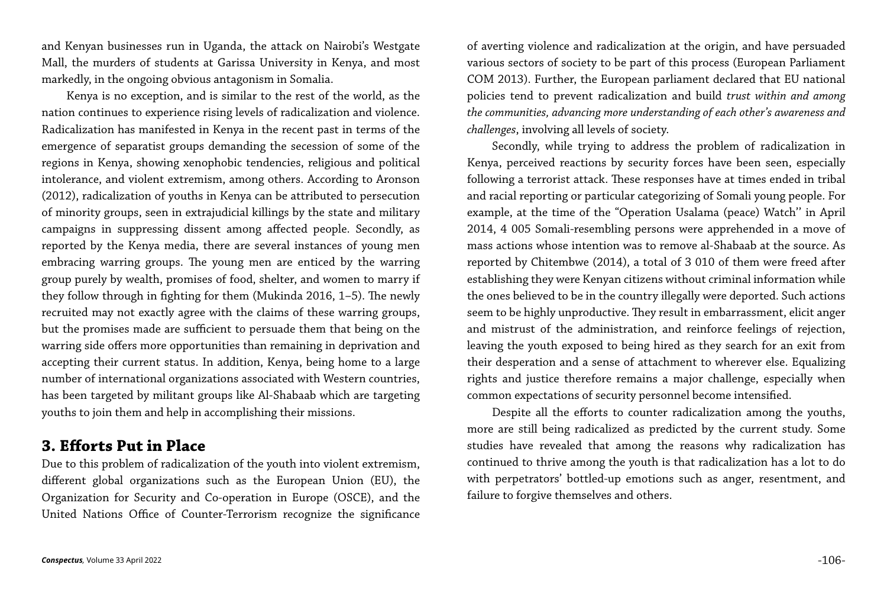and Kenyan businesses run in Uganda, the attack on Nairobi's Westgate Mall, the murders of students at Garissa University in Kenya, and most markedly, in the ongoing obvious antagonism in Somalia.

Kenya is no exception, and is similar to the rest of the world, as the nation continues to experience rising levels of radicalization and violence. Radicalization has manifested in Kenya in the recent past in terms of the emergence of separatist groups demanding the secession of some of the regions in Kenya, showing xenophobic tendencies, religious and political intolerance, and violent extremism, among others. According to Aronson (2012), radicalization of youths in Kenya can be attributed to persecution of minority groups, seen in extrajudicial killings by the state and military campaigns in suppressing dissent among affected people. Secondly, as reported by the Kenya media, there are several instances of young men embracing warring groups. The young men are enticed by the warring group purely by wealth, promises of food, shelter, and women to marry if they follow through in fighting for them (Mukinda 2016, 1–5). The newly recruited may not exactly agree with the claims of these warring groups, but the promises made are sufficient to persuade them that being on the warring side offers more opportunities than remaining in deprivation and accepting their current status. In addition, Kenya, being home to a large number of international organizations associated with Western countries, has been targeted by militant groups like Al-Shabaab which are targeting youths to join them and help in accomplishing their missions.

## 3. Efforts Put in Place

Due to this problem of radicalization of the youth into violent extremism, different global organizations such as the European Union (EU), the Organization for Security and Co-operation in Europe (OSCE), and the United Nations Office of Counter-Terrorism recognize the significance of averting violence and radicalization at the origin, and have persuaded various sectors of society to be part of this process (European Parliament COM 2013). Further, the European parliament declared that EU national policies tend to prevent radicalization and build *trust within and among the communities, advancing more understanding of each other's awareness and challenges*, involving all levels of society.

Secondly, while trying to address the problem of radicalization in Kenya, perceived reactions by security forces have been seen, especially following a terrorist attack. These responses have at times ended in tribal and racial reporting or particular categorizing of Somali young people. For example, at the time of the "Operation Usalama (peace) Watch'' in April 2014, 4 005 Somali-resembling persons were apprehended in a move of mass actions whose intention was to remove al-Shabaab at the source. As reported by Chitembwe (2014), a total of 3 010 of them were freed after establishing they were Kenyan citizens without criminal information while the ones believed to be in the country illegally were deported. Such actions seem to be highly unproductive. They result in embarrassment, elicit anger and mistrust of the administration, and reinforce feelings of rejection, leaving the youth exposed to being hired as they search for an exit from their desperation and a sense of attachment to wherever else. Equalizing rights and justice therefore remains a major challenge, especially when common expectations of security personnel become intensified.

Despite all the efforts to counter radicalization among the youths, more are still being radicalized as predicted by the current study. Some studies have revealed that among the reasons why radicalization has continued to thrive among the youth is that radicalization has a lot to do with perpetrators' bottled-up emotions such as anger, resentment, and failure to forgive themselves and others.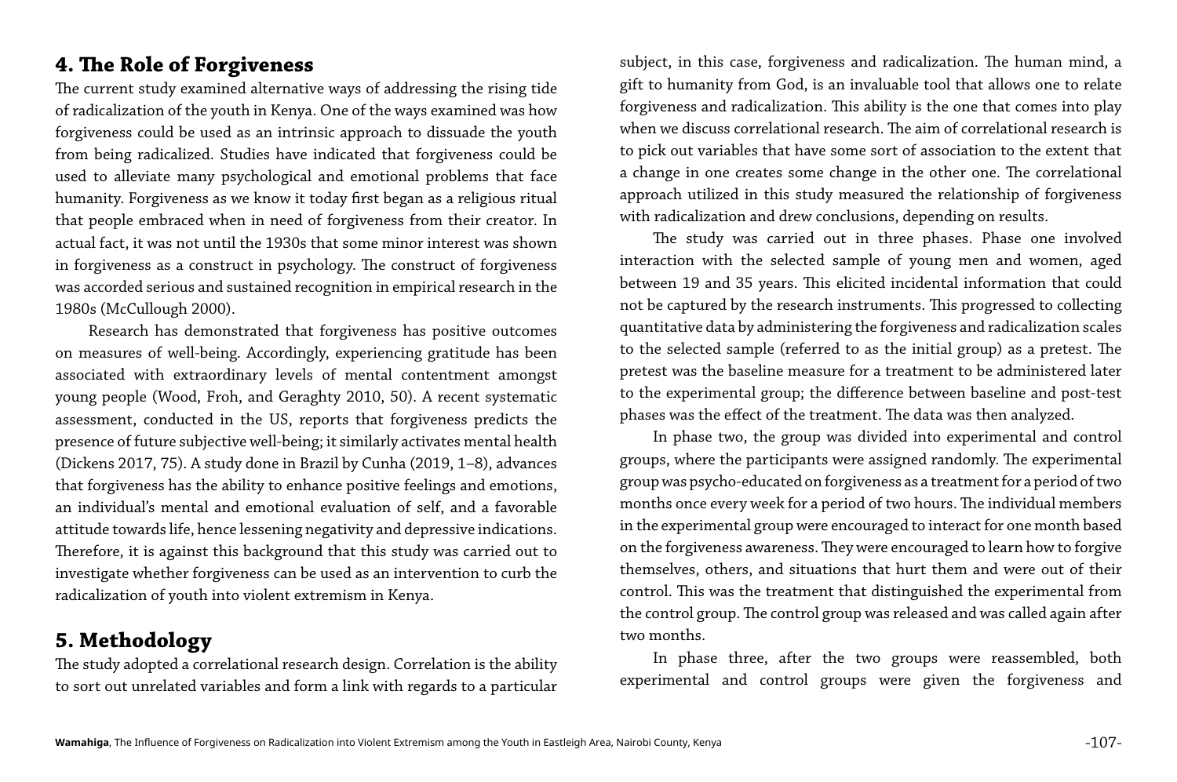## 4. The Role of Forgiveness

The current study examined alternative ways of addressing the rising tide of radicalization of the youth in Kenya. One of the ways examined was how forgiveness could be used as an intrinsic approach to dissuade the youth from being radicalized. Studies have indicated that forgiveness could be used to alleviate many psychological and emotional problems that face humanity. Forgiveness as we know it today first began as a religious ritual that people embraced when in need of forgiveness from their creator. In actual fact, it was not until the 1930s that some minor interest was shown in forgiveness as a construct in psychology. The construct of forgiveness was accorded serious and sustained recognition in empirical research in the 1980s (McCullough 2000).

Research has demonstrated that forgiveness has positive outcomes on measures of well-being. Accordingly, experiencing gratitude has been associated with extraordinary levels of mental contentment amongst young people (Wood, Froh, and Geraghty 2010, 50). A recent systematic assessment, conducted in the US, reports that forgiveness predicts the presence of future subjective well-being; it similarly activates mental health (Dickens 2017, 75). A study done in Brazil by Cunha (2019, 1–8), advances that forgiveness has the ability to enhance positive feelings and emotions, an individual's mental and emotional evaluation of self, and a favorable attitude towards life, hence lessening negativity and depressive indications. Therefore, it is against this background that this study was carried out to investigate whether forgiveness can be used as an intervention to curb the radicalization of youth into violent extremism in Kenya.

## 5. Methodology

The study adopted a correlational research design. Correlation is the ability to sort out unrelated variables and form a link with regards to a particular subject, in this case, forgiveness and radicalization. The human mind, a gift to humanity from God, is an invaluable tool that allows one to relate forgiveness and radicalization. This ability is the one that comes into play when we discuss correlational research. The aim of correlational research is to pick out variables that have some sort of association to the extent that a change in one creates some change in the other one. The correlational approach utilized in this study measured the relationship of forgiveness with radicalization and drew conclusions, depending on results.

The study was carried out in three phases. Phase one involved interaction with the selected sample of young men and women, aged between 19 and 35 years. This elicited incidental information that could not be captured by the research instruments. This progressed to collecting quantitative data by administering the forgiveness and radicalization scales to the selected sample (referred to as the initial group) as a pretest. The pretest was the baseline measure for a treatment to be administered later to the experimental group; the difference between baseline and post-test phases was the effect of the treatment. The data was then analyzed.

In phase two, the group was divided into experimental and control groups, where the participants were assigned randomly. The experimental group was psycho-educated on forgiveness as a treatment for a period of two months once every week for a period of two hours. The individual members in the experimental group were encouraged to interact for one month based on the forgiveness awareness. They were encouraged to learn how to forgive themselves, others, and situations that hurt them and were out of their control. This was the treatment that distinguished the experimental from the control group. The control group was released and was called again after two months.

In phase three, after the two groups were reassembled, both experimental and control groups were given the forgiveness and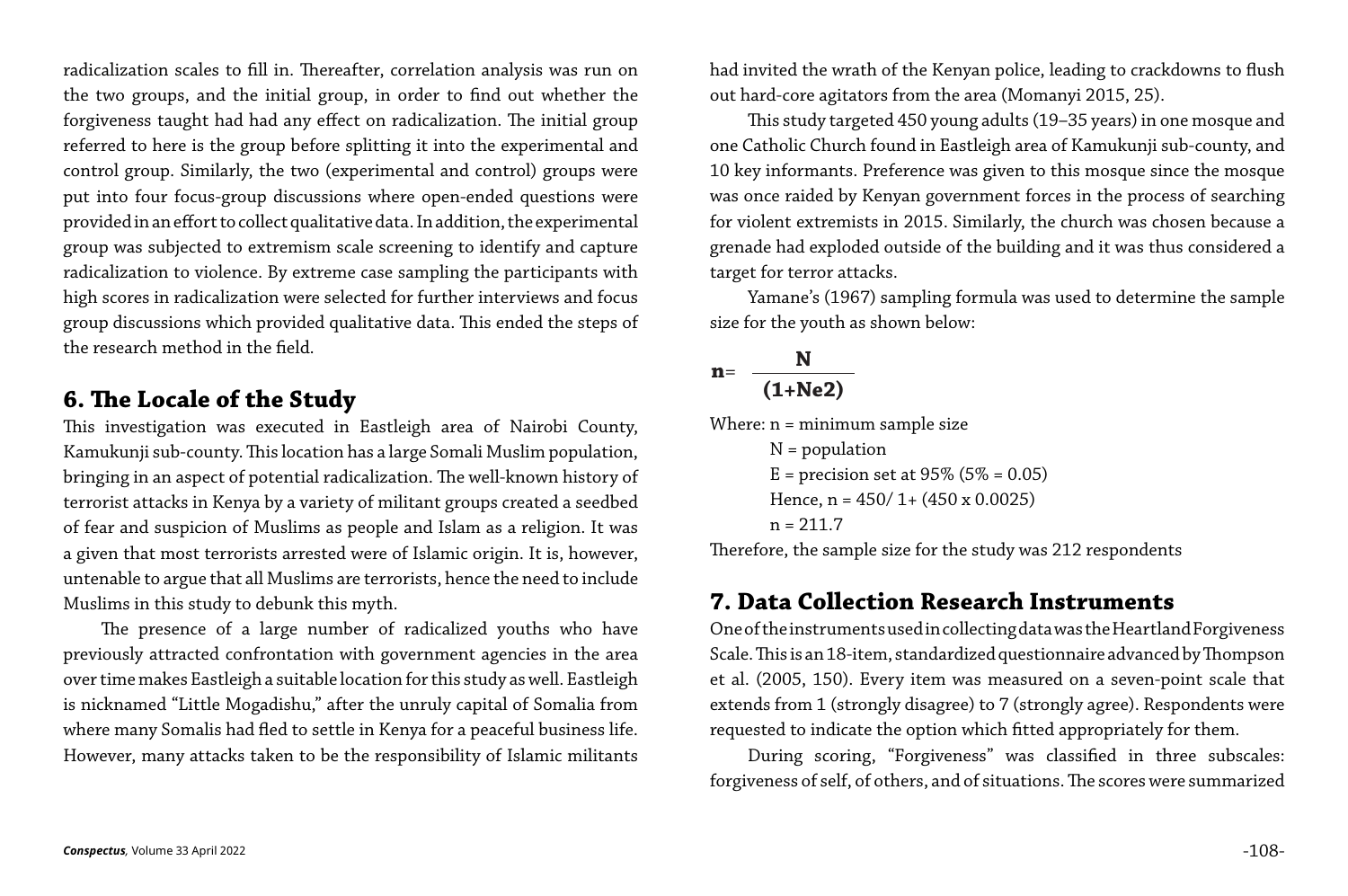radicalization scales to fill in. Thereafter, correlation analysis was run on the two groups, and the initial group, in order to find out whether the forgiveness taught had had any effect on radicalization. The initial group referred to here is the group before splitting it into the experimental and control group. Similarly, the two (experimental and control) groups were put into four focus-group discussions where open-ended questions were provided in an effort to collect qualitative data. In addition, the experimental group was subjected to extremism scale screening to identify and capture radicalization to violence. By extreme case sampling the participants with high scores in radicalization were selected for further interviews and focus group discussions which provided qualitative data. This ended the steps of the research method in the field.

## 6. The Locale of the Study

This investigation was executed in Eastleigh area of Nairobi County, Kamukunji sub-county. This location has a large Somali Muslim population, bringing in an aspect of potential radicalization. The well-known history of terrorist attacks in Kenya by a variety of militant groups created a seedbed of fear and suspicion of Muslims as people and Islam as a religion. It was a given that most terrorists arrested were of Islamic origin. It is, however, untenable to argue that all Muslims are terrorists, hence the need to include Muslims in this study to debunk this myth.

The presence of a large number of radicalized youths who have previously attracted confrontation with government agencies in the area over time makes Eastleigh a suitable location for this study as well. Eastleigh is nicknamed "Little Mogadishu," after the unruly capital of Somalia from where many Somalis had fled to settle in Kenya for a peaceful business life. However, many attacks taken to be the responsibility of Islamic militants had invited the wrath of the Kenyan police, leading to crackdowns to flush out hard-core agitators from the area (Momanyi 2015, 25).

This study targeted 450 young adults (19–35 years) in one mosque and one Catholic Church found in Eastleigh area of Kamukunji sub-county, and 10 key informants. Preference was given to this mosque since the mosque was once raided by Kenyan government forces in the process of searching for violent extremists in 2015. Similarly, the church was chosen because a grenade had exploded outside of the building and it was thus considered a target for terror attacks.

Yamane's (1967) sampling formula was used to determine the sample size for the youth as shown below:

$$\mathbf{n} = \frac{\mathbf{N}}{\mathbf{(1+Ne2)}}$$

Where: n = minimum sample size

N = population

E = precision set at 95% (5% = 0.05)

Hence, n = 450/ 1+ (450 x 0.0025)

n = 211.7

Therefore, the sample size for the study was 212 respondents

## 7. Data Collection Research Instruments

One of the instruments used in collecting data was the Heartland Forgiveness Scale. This is an 18-item, standardized questionnaire advanced by Thompson et al. (2005, 150). Every item was measured on a seven-point scale that extends from 1 (strongly disagree) to 7 (strongly agree). Respondents were requested to indicate the option which fitted appropriately for them.

During scoring, "Forgiveness" was classified in three subscales: forgiveness of self, of others, and of situations. The scores were summarized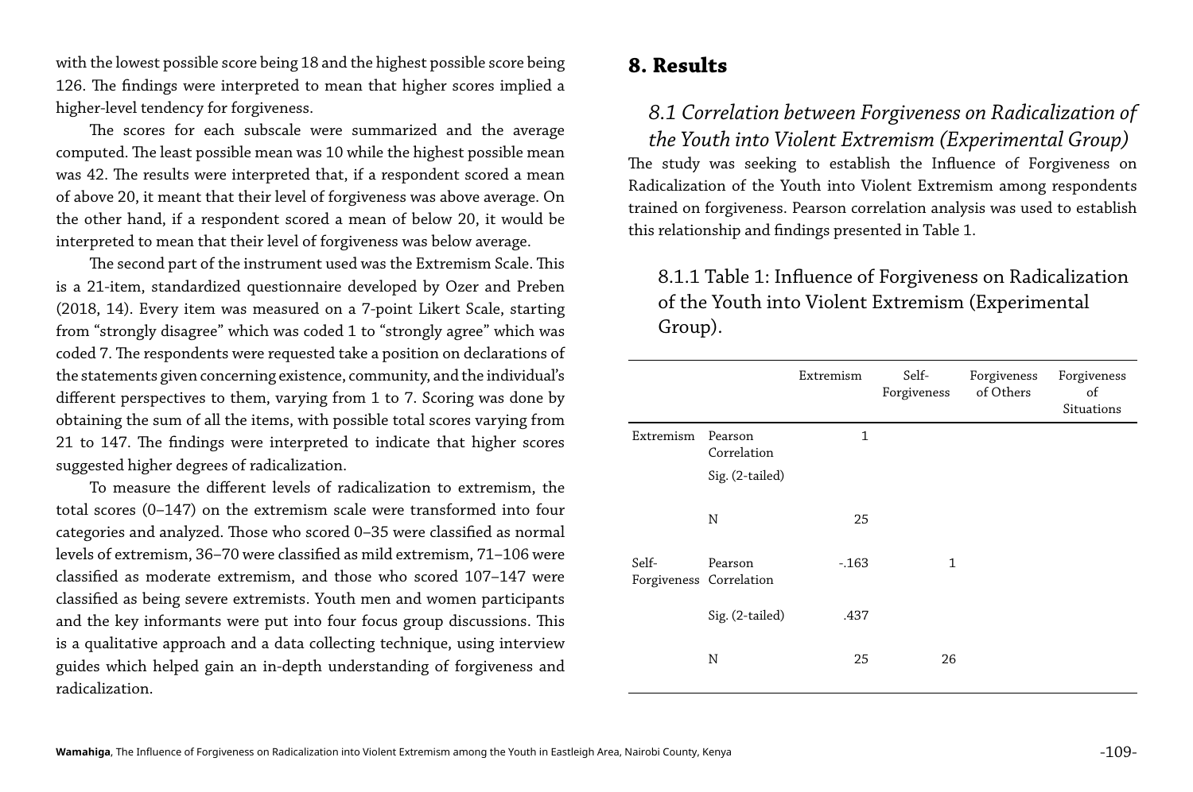with the lowest possible score being 18 and the highest possible score being 126. The findings were interpreted to mean that higher scores implied a higher-level tendency for forgiveness.

The scores for each subscale were summarized and the average computed. The least possible mean was 10 while the highest possible mean was 42. The results were interpreted that, if a respondent scored a mean of above 20, it meant that their level of forgiveness was above average. On the other hand, if a respondent scored a mean of below 20, it would be interpreted to mean that their level of forgiveness was below average.

The second part of the instrument used was the Extremism Scale. This is a 21-item, standardized questionnaire developed by Ozer and Preben (2018, 14). Every item was measured on a 7-point Likert Scale, starting from "strongly disagree" which was coded 1 to "strongly agree" which was coded 7. The respondents were requested take a position on declarations of the statements given concerning existence, community, and the individual's different perspectives to them, varying from 1 to 7. Scoring was done by obtaining the sum of all the items, with possible total scores varying from 21 to 147. The findings were interpreted to indicate that higher scores suggested higher degrees of radicalization.

To measure the different levels of radicalization to extremism, the total scores (0–147) on the extremism scale were transformed into four categories and analyzed. Those who scored 0–35 were classified as normal levels of extremism, 36–70 were classified as mild extremism, 71–106 were classified as moderate extremism, and those who scored 107–147 were classified as being severe extremists. Youth men and women participants and the key informants were put into four focus group discussions. This is a qualitative approach and a data collecting technique, using interview guides which helped gain an in-depth understanding of forgiveness and radicalization.

## 8. Results

### *8.1 Correlation between Forgiveness on Radicalization of the Youth into Violent Extremism (Experimental Group)*

The study was seeking to establish the Influence of Forgiveness on Radicalization of the Youth into Violent Extremism among respondents trained on forgiveness. Pearson correlation analysis was used to establish this relationship and findings presented in Table 1.

8.1.1 Table 1: Influence of Forgiveness on Radicalization of the Youth into Violent Extremism (Experimental Group).

| | | Extremism | Self-Forgiveness | Forgiveness of Others | Forgiveness of Situations |
|---|---|---|---|---|---|
| Extremism | Pearson Correlation | 1 | | | |
| | Sig. (2-tailed) | | | | |
| | N | 25 | | | |
| Self-Forgiveness | Pearson Correlation | -.163 | 1 | | |
| | Sig. (2-tailed) | .437 | | | |
| | N | 25 | 26 | | |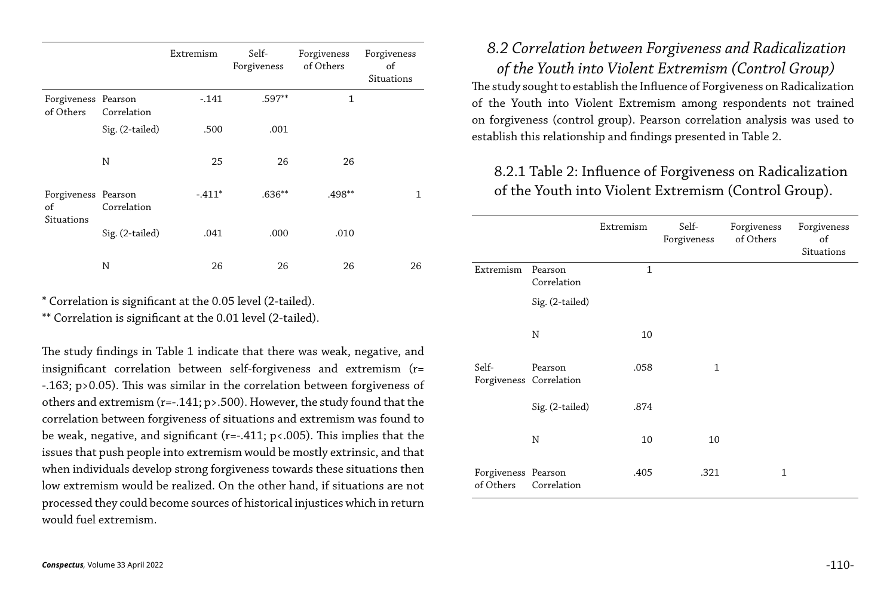| | | Extremism | Self-Forgiveness | Forgiveness of Others | Forgiveness of Situations |
|---|---|---|---|---|---|
| Forgiveness of Others | Pearson Correlation | -.141 | .597** | 1 | |
| | Sig. (2-tailed) | .500 | .001 | | |
| | N | 25 | 26 | 26 | |
| Forgiveness of Situations | Pearson Correlation | -.411* | .636** | .498** | 1 |
| | Sig. (2-tailed) | .041 | .000 | .010 | |
| | N | 26 | 26 | 26 | 26 |

* Correlation is significant at the 0.05 level (2-tailed).

** Correlation is significant at the 0.01 level (2-tailed).

The study findings in Table 1 indicate that there was weak, negative, and insignificant correlation between self-forgiveness and extremism ($r = -.163$; $p > 0.05$). This was similar in the correlation between forgiveness of others and extremism ($r = -.141$; $p > .500$). However, the study found that the correlation between forgiveness of situations and extremism was found to be weak, negative, and significant ($r = -.411$; $p < .005$). This implies that the issues that push people into extremism would be mostly extrinsic, and that when individuals develop strong forgiveness towards these situations then low extremism would be realized. On the other hand, if situations are not processed they could become sources of historical injustices which in return would fuel extremism.

## *8.2 Correlation between Forgiveness and Radicalization of the Youth into Violent Extremism (Control Group)*

The study sought to establish the Influence of Forgiveness on Radicalization of the Youth into Violent Extremism among respondents not trained on forgiveness (control group). Pearson correlation analysis was used to establish this relationship and findings presented in Table 2.

### 8.2.1 Table 2: Influence of Forgiveness on Radicalization of the Youth into Violent Extremism (Control Group).

| | | Extremism | Self-Forgiveness | Forgiveness of Others | Forgiveness of Situations |
|---|---|---|---|---|---|
| Extremism | Pearson Correlation | 1 | | | |
| | Sig. (2-tailed) | | | | |
| | N | 10 | | | |
| Self-Forgiveness | Pearson Correlation | .058 | 1 | | |
| | Sig. (2-tailed) | .874 | | | |
| | N | 10 | 10 | | |
| Forgiveness of Others | Pearson Correlation | .405 | .321 | 1 | |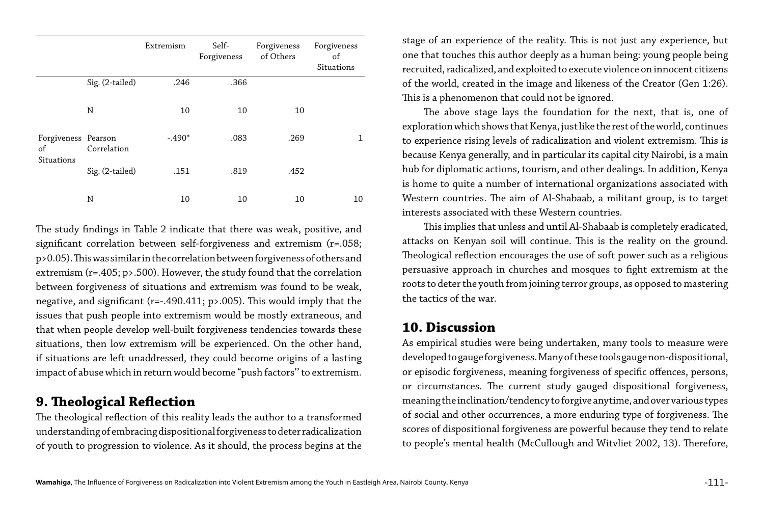| | | Extremism | Self-Forgiveness | Forgiveness of Others | Forgiveness of Situations |
|---|---|---|---|---|---|
| | Sig. (2-tailed) | .246 | .366 | | |
| | N | 10 | 10 | 10 | |
| Forgiveness of Situations | Pearson Correlation | -.490* | .083 | .269 | 1 |
| | Sig. (2-tailed) | .151 | .819 | .452 | |
| | N | 10 | 10 | 10 | 10 |

The study findings in Table 2 indicate that there was weak, positive, and significant correlation between self-forgiveness and extremism ($r=.058$; $p>0.05$). This was similar in the correlation between forgiveness of others and extremism ($r=.405$; $p>.500$). However, the study found that the correlation between forgiveness of situations and extremism was found to be weak, negative, and significant ($r=-.490.411$; $p>.005$). This would imply that the issues that push people into extremism would be mostly extraneous, and that when people develop well-built forgiveness tendencies towards these situations, then low extremism will be experienced. On the other hand, if situations are left unaddressed, they could become origins of a lasting impact of abuse which in return would become "push factors'' to extremism.

## 9. Theological Reflection

The theological reflection of this reality leads the author to a transformed understanding of embracing dispositional forgiveness to deter radicalization of youth to progression to violence. As it should, the process begins at the stage of an experience of the reality. This is not just any experience, but one that touches this author deeply as a human being: young people being recruited, radicalized, and exploited to execute violence on innocent citizens of the world, created in the image and likeness of the Creator (Gen 1:26). This is a phenomenon that could not be ignored.

The above stage lays the foundation for the next, that is, one of exploration which shows that Kenya, just like the rest of the world, continues to experience rising levels of radicalization and violent extremism. This is because Kenya generally, and in particular its capital city Nairobi, is a main hub for diplomatic actions, tourism, and other dealings. In addition, Kenya is home to quite a number of international organizations associated with Western countries. The aim of Al-Shabaab, a militant group, is to target interests associated with these Western countries.

This implies that unless and until Al-Shabaab is completely eradicated, attacks on Kenyan soil will continue. This is the reality on the ground. Theological reflection encourages the use of soft power such as a religious persuasive approach in churches and mosques to fight extremism at the roots to deter the youth from joining terror groups, as opposed to mastering the tactics of the war.

## 10. Discussion

As empirical studies were being undertaken, many tools to measure were developed to gauge forgiveness. Many of these tools gauge non-dispositional, or episodic forgiveness, meaning forgiveness of specific offences, persons, or circumstances. The current study gauged dispositional forgiveness, meaning the inclination/tendency to forgive anytime, and over various types of social and other occurrences, a more enduring type of forgiveness. The scores of dispositional forgiveness are powerful because they tend to relate to people's mental health (McCullough and Witvliet 2002, 13). Therefore,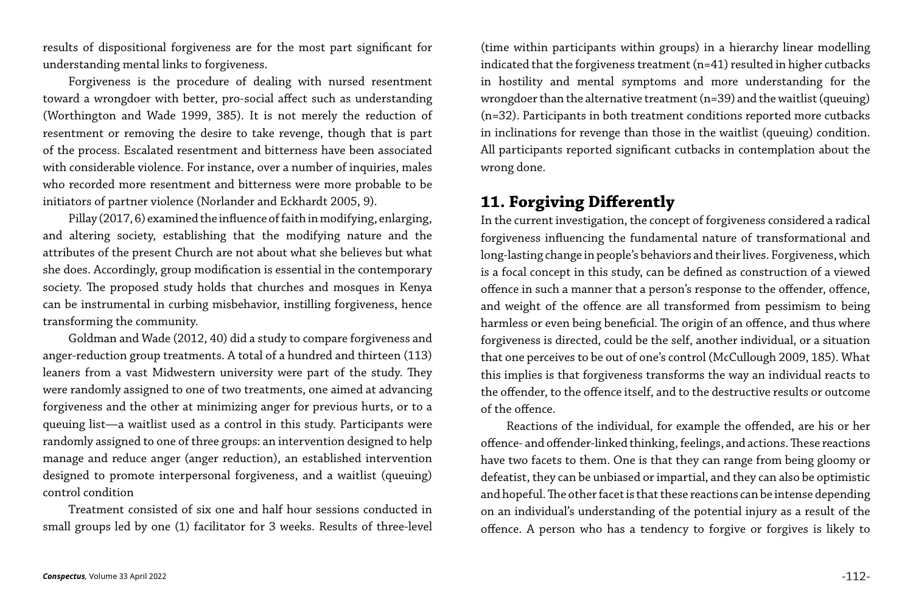results of dispositional forgiveness are for the most part significant for understanding mental links to forgiveness.

Forgiveness is the procedure of dealing with nursed resentment toward a wrongdoer with better, pro-social affect such as understanding (Worthington and Wade 1999, 385). It is not merely the reduction of resentment or removing the desire to take revenge, though that is part of the process. Escalated resentment and bitterness have been associated with considerable violence. For instance, over a number of inquiries, males who recorded more resentment and bitterness were more probable to be initiators of partner violence (Norlander and Eckhardt 2005, 9).

Pillay (2017, 6) examined the influence of faith in modifying, enlarging, and altering society, establishing that the modifying nature and the attributes of the present Church are not about what she believes but what she does. Accordingly, group modification is essential in the contemporary society. The proposed study holds that churches and mosques in Kenya can be instrumental in curbing misbehavior, instilling forgiveness, hence transforming the community.

Goldman and Wade (2012, 40) did a study to compare forgiveness and anger-reduction group treatments. A total of a hundred and thirteen (113) leaners from a vast Midwestern university were part of the study. They were randomly assigned to one of two treatments, one aimed at advancing forgiveness and the other at minimizing anger for previous hurts, or to a queuing list—a waitlist used as a control in this study. Participants were randomly assigned to one of three groups: an intervention designed to help manage and reduce anger (anger reduction), an established intervention designed to promote interpersonal forgiveness, and a waitlist (queuing) control condition

Treatment consisted of six one and half hour sessions conducted in small groups led by one (1) facilitator for 3 weeks. Results of three-level (time within participants within groups) in a hierarchy linear modelling indicated that the forgiveness treatment (n=41) resulted in higher cutbacks in hostility and mental symptoms and more understanding for the wrongdoer than the alternative treatment (n=39) and the waitlist (queuing) (n=32). Participants in both treatment conditions reported more cutbacks in inclinations for revenge than those in the waitlist (queuing) condition. All participants reported significant cutbacks in contemplation about the wrong done.

## 11. Forgiving Differently

In the current investigation, the concept of forgiveness considered a radical forgiveness influencing the fundamental nature of transformational and long-lasting change in people's behaviors and their lives. Forgiveness, which is a focal concept in this study, can be defined as construction of a viewed offence in such a manner that a person's response to the offender, offence, and weight of the offence are all transformed from pessimism to being harmless or even being beneficial. The origin of an offence, and thus where forgiveness is directed, could be the self, another individual, or a situation that one perceives to be out of one's control (McCullough 2009, 185). What this implies is that forgiveness transforms the way an individual reacts to the offender, to the offence itself, and to the destructive results or outcome of the offence.

Reactions of the individual, for example the offended, are his or her offence- and offender-linked thinking, feelings, and actions. These reactions have two facets to them. One is that they can range from being gloomy or defeatist, they can be unbiased or impartial, and they can also be optimistic and hopeful. The other facet is that these reactions can be intense depending on an individual's understanding of the potential injury as a result of the offence. A person who has a tendency to forgive or forgives is likely to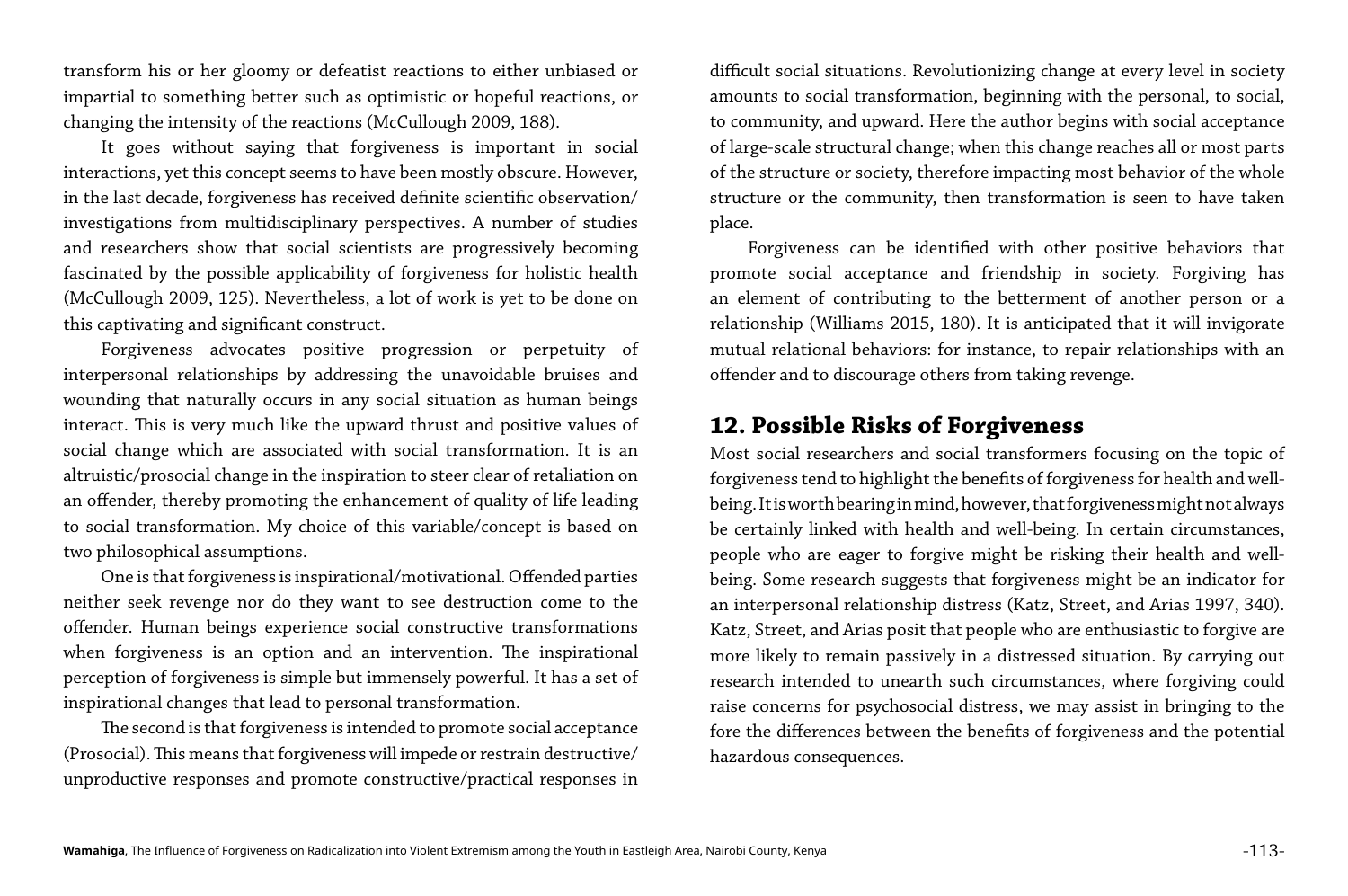transform his or her gloomy or defeatist reactions to either unbiased or impartial to something better such as optimistic or hopeful reactions, or changing the intensity of the reactions (McCullough 2009, 188).

It goes without saying that forgiveness is important in social interactions, yet this concept seems to have been mostly obscure. However, in the last decade, forgiveness has received definite scientific observation/investigations from multidisciplinary perspectives. A number of studies and researchers show that social scientists are progressively becoming fascinated by the possible applicability of forgiveness for holistic health (McCullough 2009, 125). Nevertheless, a lot of work is yet to be done on this captivating and significant construct.

Forgiveness advocates positive progression or perpetuity of interpersonal relationships by addressing the unavoidable bruises and wounding that naturally occurs in any social situation as human beings interact. This is very much like the upward thrust and positive values of social change which are associated with social transformation. It is an altruistic/prosocial change in the inspiration to steer clear of retaliation on an offender, thereby promoting the enhancement of quality of life leading to social transformation. My choice of this variable/concept is based on two philosophical assumptions.

One is that forgiveness is inspirational/motivational. Offended parties neither seek revenge nor do they want to see destruction come to the offender. Human beings experience social constructive transformations when forgiveness is an option and an intervention. The inspirational perception of forgiveness is simple but immensely powerful. It has a set of inspirational changes that lead to personal transformation.

The second is that forgiveness is intended to promote social acceptance (Prosocial). This means that forgiveness will impede or restrain destructive/unproductive responses and promote constructive/practical responses in difficult social situations. Revolutionizing change at every level in society amounts to social transformation, beginning with the personal, to social, to community, and upward. Here the author begins with social acceptance of large-scale structural change; when this change reaches all or most parts of the structure or society, therefore impacting most behavior of the whole structure or the community, then transformation is seen to have taken place.

Forgiveness can be identified with other positive behaviors that promote social acceptance and friendship in society. Forgiving has an element of contributing to the betterment of another person or a relationship (Williams 2015, 180). It is anticipated that it will invigorate mutual relational behaviors: for instance, to repair relationships with an offender and to discourage others from taking revenge.

## 12. Possible Risks of Forgiveness

Most social researchers and social transformers focusing on the topic of forgiveness tend to highlight the benefits of forgiveness for health and well-being. It is worth bearing in mind, however, that forgiveness might not always be certainly linked with health and well-being. In certain circumstances, people who are eager to forgive might be risking their health and well-being. Some research suggests that forgiveness might be an indicator for an interpersonal relationship distress (Katz, Street, and Arias 1997, 340). Katz, Street, and Arias posit that people who are enthusiastic to forgive are more likely to remain passively in a distressed situation. By carrying out research intended to unearth such circumstances, where forgiving could raise concerns for psychosocial distress, we may assist in bringing to the fore the differences between the benefits of forgiveness and the potential hazardous consequences.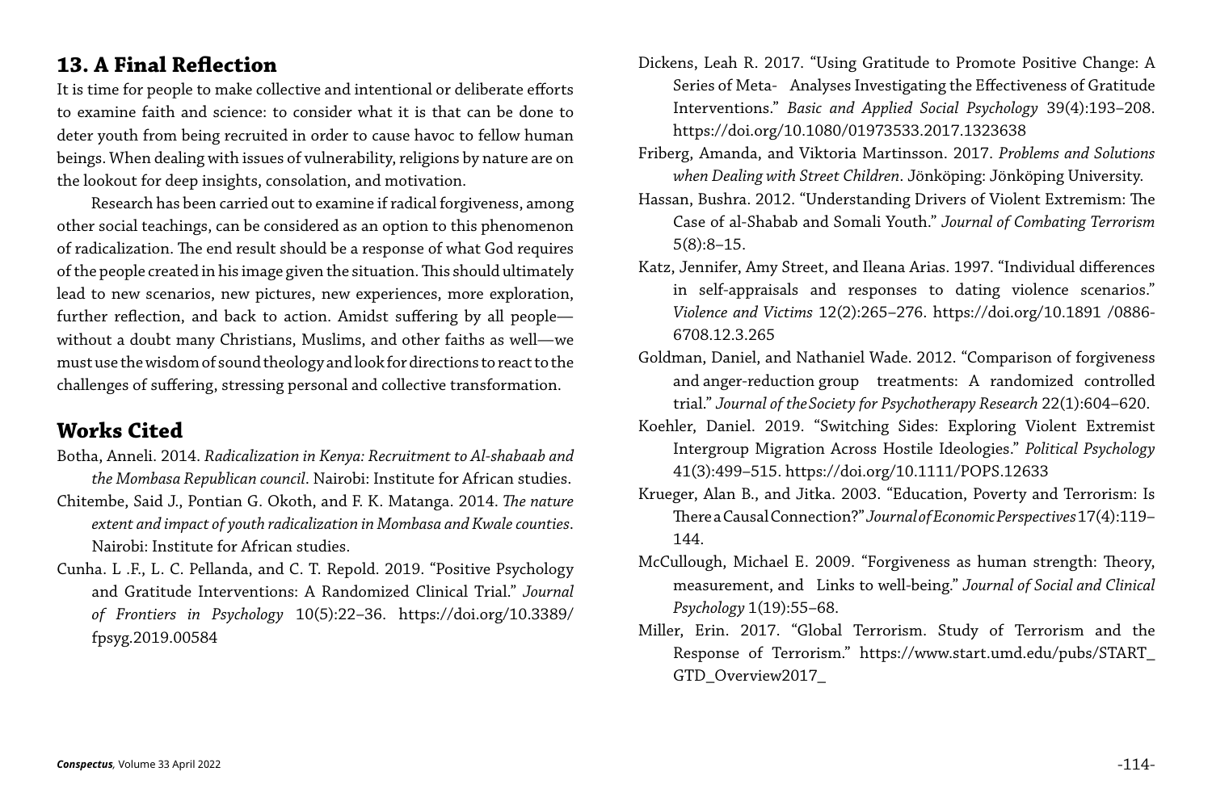## 13. A Final Reflection

It is time for people to make collective and intentional or deliberate efforts to examine faith and science: to consider what it is that can be done to deter youth from being recruited in order to cause havoc to fellow human beings. When dealing with issues of vulnerability, religions by nature are on the lookout for deep insights, consolation, and motivation.

Research has been carried out to examine if radical forgiveness, among other social teachings, can be considered as an option to this phenomenon of radicalization. The end result should be a response of what God requires of the people created in his image given the situation. This should ultimately lead to new scenarios, new pictures, new experiences, more exploration, further reflection, and back to action. Amidst suffering by all people—without a doubt many Christians, Muslims, and other faiths as well—we must use the wisdom of sound theology and look for directions to react to the challenges of suffering, stressing personal and collective transformation.

## Works Cited

Botha, Anneli. 2014. *Radicalization in Kenya: Recruitment to Al-shabaab and the Mombasa Republican council*. Nairobi: Institute for African studies.

Chitembe, Said J., Pontian G. Okoth, and F. K. Matanga. 2014. *The nature extent and impact of youth radicalization in Mombasa and Kwale counties*. Nairobi: Institute for African studies.

Cunha. L .F., L. C. Pellanda, and C. T. Repold. 2019. "Positive Psychology and Gratitude Interventions: A Randomized Clinical Trial." *Journal of Frontiers in Psychology* 10(5):22–36. https://doi.org/10.3389/fpsyg.2019.00584

Dickens, Leah R. 2017. "Using Gratitude to Promote Positive Change: A Series of Meta- Analyses Investigating the Effectiveness of Gratitude Interventions." *Basic and Applied Social Psychology* 39(4):193–208. https://doi.org/10.1080/01973533.2017.1323638

Friberg, Amanda, and Viktoria Martinsson. 2017. *Problems and Solutions when Dealing with Street Children*. Jönköping: Jönköping University.

Hassan, Bushra. 2012. "Understanding Drivers of Violent Extremism: The Case of al-Shabab and Somali Youth." *Journal of Combating Terrorism* 5(8):8–15.

Katz, Jennifer, Amy Street, and Ileana Arias. 1997. "Individual differences in self-appraisals and responses to dating violence scenarios." *Violence and Victims* 12(2):265–276. https://doi.org/10.1891 /0886-6708.12.3.265

Goldman, Daniel, and Nathaniel Wade. 2012. "Comparison of forgiveness and anger-reduction group treatments: A randomized controlled trial." *Journal of the Society for Psychotherapy Research* 22(1):604–620.

Koehler, Daniel. 2019. "Switching Sides: Exploring Violent Extremist Intergroup Migration Across Hostile Ideologies." *Political Psychology* 41(3):499–515. https://doi.org/10.1111/POPS.12633

Krueger, Alan B., and Jitka. 2003. "Education, Poverty and Terrorism: Is There a Causal Connection?" *Journal of Economic Perspectives* 17(4):119–144.

McCullough, Michael E. 2009. "Forgiveness as human strength: Theory, measurement, and Links to well-being." *Journal of Social and Clinical Psychology* 1(19):55–68.

Miller, Erin. 2017. "Global Terrorism. Study of Terrorism and the Response of Terrorism." https://www.start.umd.edu/pubs/START_GTD_Overview2017_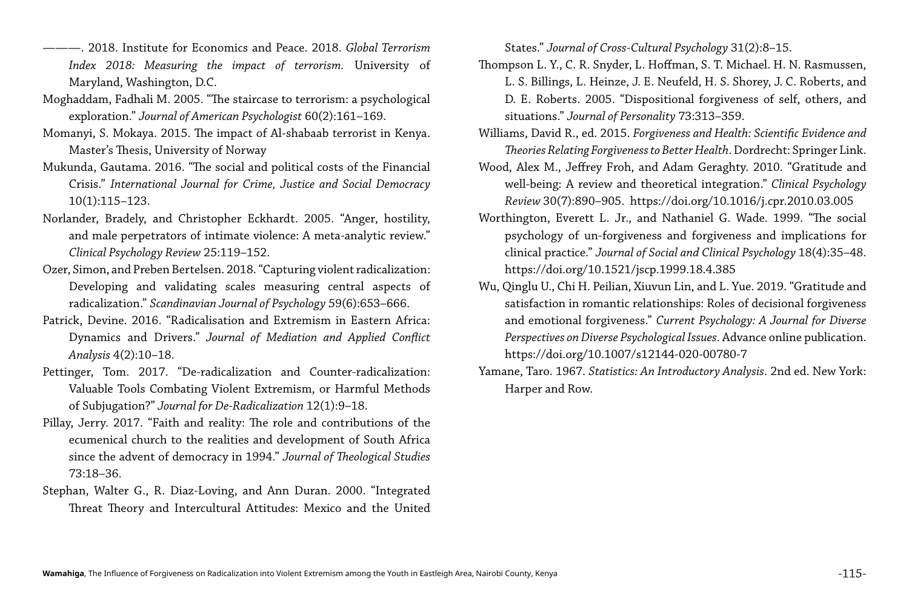———. 2018. Institute for Economics and Peace. 2018. *Global Terrorism Index 2018: Measuring the impact of terrorism.* University of Maryland, Washington, D.C.

Moghaddam, Fadhali M. 2005. "The staircase to terrorism: a psychological exploration." *Journal of American Psychologist* 60(2):161–169.

Momanyi, S. Mokaya. 2015. The impact of Al-shabaab terrorist in Kenya. Master's Thesis, University of Norway

Mukunda, Gautama. 2016. "The social and political costs of the Financial Crisis." *International Journal for Crime, Justice and Social Democracy* 10(1):115–123.

Norlander, Bradely, and Christopher Eckhardt. 2005. "Anger, hostility, and male perpetrators of intimate violence: A meta-analytic review." *Clinical Psychology Review* 25:119–152.

Ozer, Simon, and Preben Bertelsen. 2018. "Capturing violent radicalization: Developing and validating scales measuring central aspects of radicalization." *Scandinavian Journal of Psychology* 59(6):653–666.

Patrick, Devine. 2016. "Radicalisation and Extremism in Eastern Africa: Dynamics and Drivers." *Journal of Mediation and Applied Conflict Analysis* 4(2):10–18.

Pettinger, Tom. 2017. "De-radicalization and Counter-radicalization: Valuable Tools Combating Violent Extremism, or Harmful Methods of Subjugation?" *Journal for De-Radicalization* 12(1):9–18.

Pillay, Jerry. 2017. "Faith and reality: The role and contributions of the ecumenical church to the realities and development of South Africa since the advent of democracy in 1994." *Journal of Theological Studies* 73:18–36.

Stephan, Walter G., R. Diaz-Loving, and Ann Duran. 2000. "Integrated Threat Theory and Intercultural Attitudes: Mexico and the United States." *Journal of Cross-Cultural Psychology* 31(2):8–15.

Thompson L. Y., C. R. Snyder, L. Hoffman, S. T. Michael. H. N. Rasmussen, L. S. Billings, L. Heinze, J. E. Neufeld, H. S. Shorey, J. C. Roberts, and D. E. Roberts. 2005. "Dispositional forgiveness of self, others, and situations." *Journal of Personality* 73:313–359.

Williams, David R., ed. 2015. *Forgiveness and Health: Scientific Evidence and Theories Relating Forgiveness to Better Health*. Dordrecht: Springer Link.

Wood, Alex M., Jeffrey Froh, and Adam Geraghty. 2010. "Gratitude and well-being: A review and theoretical integration." *Clinical Psychology Review* 30(7):890–905. https://doi.org/10.1016/j.cpr.2010.03.005

Worthington, Everett L. Jr., and Nathaniel G. Wade. 1999. "The social psychology of un-forgiveness and forgiveness and implications for clinical practice." *Journal of Social and Clinical Psychology* 18(4):35–48. https://doi.org/10.1521/jscp.1999.18.4.385

Wu, Qinglu U., Chi H. Peilian, Xiuvun Lin, and L. Yue. 2019. "Gratitude and satisfaction in romantic relationships: Roles of decisional forgiveness and emotional forgiveness." *Current Psychology: A Journal for Diverse Perspectives on Diverse Psychological Issues*. Advance online publication. https://doi.org/10.1007/s12144-020-00780-7

Yamane, Taro. 1967. *Statistics: An Introductory Analysis*. 2nd ed. New York: Harper and Row.